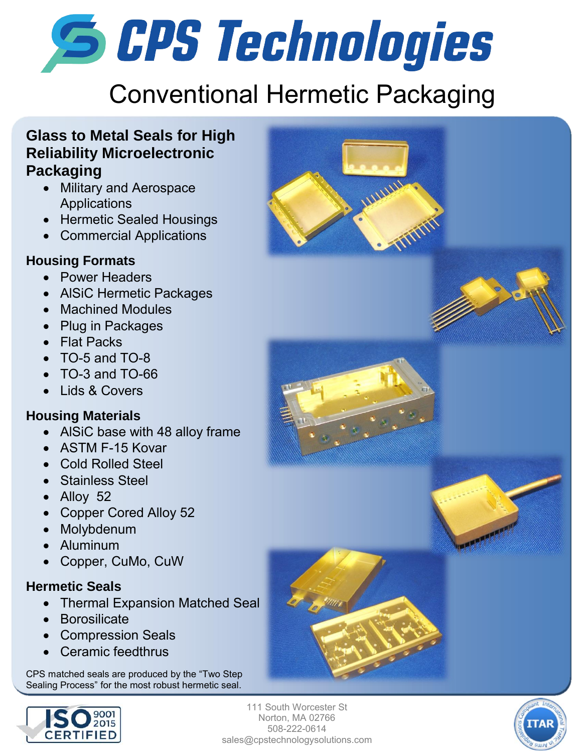# CPS Technologies

## Conventional Hermetic Packaging

### Glass to Metal Seals for High Reliability Microelectronic Packaging

- Military and Aerospace Applications
- Hermetic Sealed Housings
- Commercial Applications

### Housing Formats

- Power Headers
- AlSiC Hermetic Packages
- Machined Modules
- Plug in Packages
- Flat Packs
- TO-5 and TO-8
- TO-3 and TO-66
- Lids & Covers

### Housing Materials

- AlSiC base with 48 alloy frame
- ASTM F-15 Kovar
- Cold Rolled Steel
- Stainless Steel
- Alloy 52
- Copper Cored Alloy 52
- Molybdenum
- Aluminum
- Copper, CuMo, CuW

### Hermetic Seals

- Thermal Expansion Matched Seal
- Borosilicate
- Compression Seals
- Ceramic feedthrus

CPS matched seals are produced by the "Two Step Sealing Process" for the most robust hermetic seal.

ISO 9001 2015 CERTIFIED

111 South Worcester St
Norton, MA 02766
508-222-0614
sales@cpstechnologysolutions.com

ITAR – International Traffic in Arms Regulations Compliant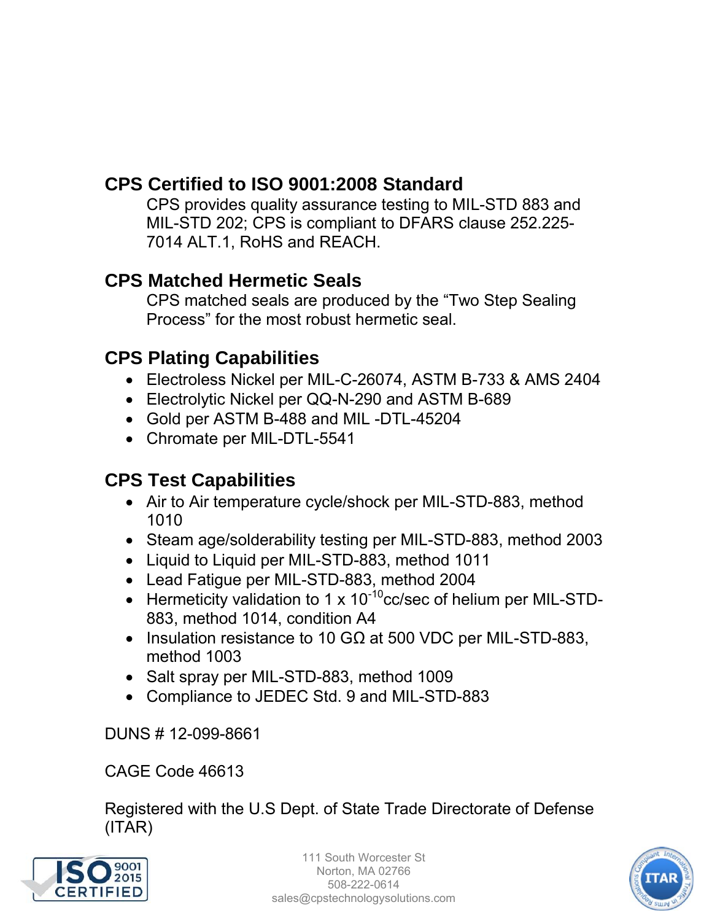## CPS Certified to ISO 9001:2008 Standard

CPS provides quality assurance testing to MIL-STD 883 and MIL-STD 202; CPS is compliant to DFARS clause 252.225-7014 ALT.1, RoHS and REACH.

## CPS Matched Hermetic Seals

CPS matched seals are produced by the "Two Step Sealing Process" for the most robust hermetic seal.

## CPS Plating Capabilities

- Electroless Nickel per MIL-C-26074, ASTM B-733 & AMS 2404
- Electrolytic Nickel per QQ-N-290 and ASTM B-689
- Gold per ASTM B-488 and MIL -DTL-45204
- Chromate per MIL-DTL-5541

## CPS Test Capabilities

- Air to Air temperature cycle/shock per MIL-STD-883, method 1010
- Steam age/solderability testing per MIL-STD-883, method 2003
- Liquid to Liquid per MIL-STD-883, method 1011
- Lead Fatigue per MIL-STD-883, method 2004
- Hermeticity validation to 1 x $10^{-10}$cc/sec of helium per MIL-STD-883, method 1014, condition A4
- Insulation resistance to 10 GΩ at 500 VDC per MIL-STD-883, method 1003
- Salt spray per MIL-STD-883, method 1009
- Compliance to JEDEC Std. 9 and MIL-STD-883

DUNS # 12-099-8661

CAGE Code 46613

Registered with the U.S Dept. of State Trade Directorate of Defense (ITAR)

111 South Worcester St
Norton, MA 02766
508-222-0614
sales@cpstechnologysolutions.com